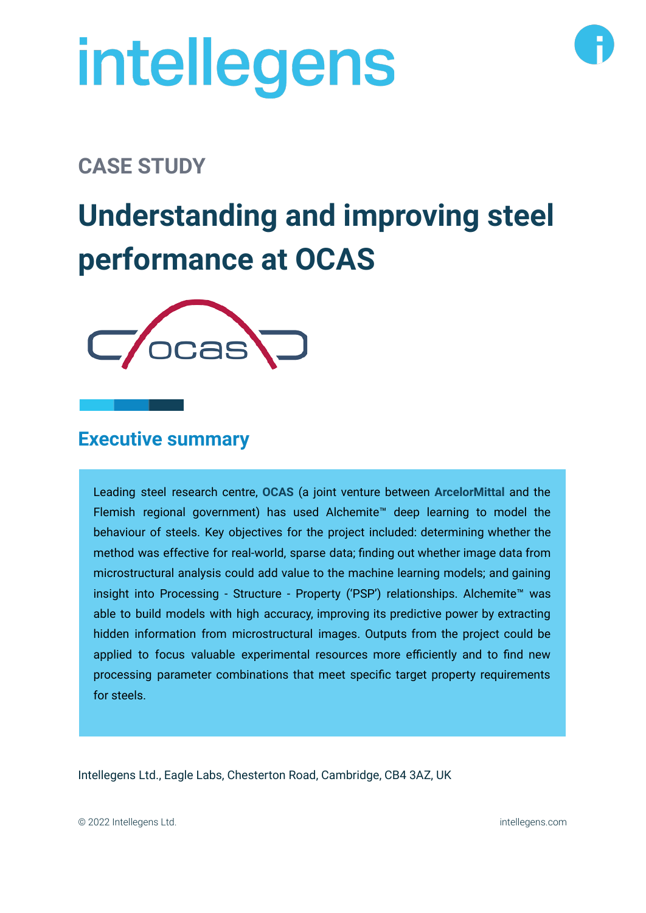# intellegens

## CASE STUDY

# Understanding and improving steel performance at OCAS

## Executive summary

Leading steel research centre, **OCAS** (a joint venture between **ArcelorMittal** and the Flemish regional government) has used Alchemite™ deep learning to model the behaviour of steels. Key objectives for the project included: determining whether the method was effective for real-world, sparse data; finding out whether image data from microstructural analysis could add value to the machine learning models; and gaining insight into Processing - Structure - Property ('PSP') relationships. Alchemite™ was able to build models with high accuracy, improving its predictive power by extracting hidden information from microstructural images. Outputs from the project could be applied to focus valuable experimental resources more efficiently and to find new processing parameter combinations that meet specific target property requirements for steels.

Intellegens Ltd., Eagle Labs, Chesterton Road, Cambridge, CB4 3AZ, UK

© 2022 Intellegens Ltd.

intellegens.com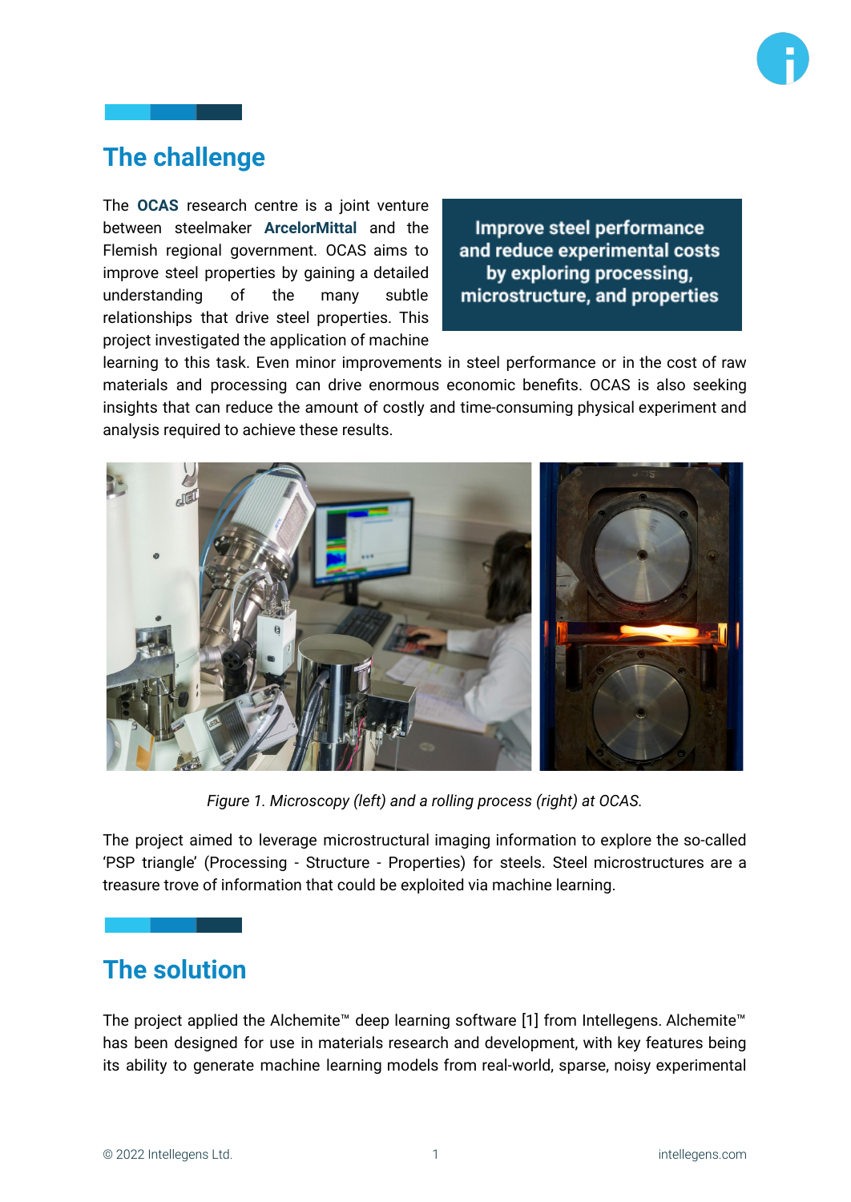## The challenge

The **OCAS** research centre is a joint venture between steelmaker **ArcelorMittal** and the Flemish regional government. OCAS aims to improve steel properties by gaining a detailed understanding of the many subtle relationships that drive steel properties. This project investigated the application of machine learning to this task. Even minor improvements in steel performance or in the cost of raw materials and processing can drive enormous economic benefits. OCAS is also seeking insights that can reduce the amount of costly and time-consuming physical experiment and analysis required to achieve these results.

**Improve steel performance and reduce experimental costs by exploring processing, microstructure, and properties**

*Figure 1. Microscopy (left) and a rolling process (right) at OCAS.*

The project aimed to leverage microstructural imaging information to explore the so-called 'PSP triangle' (Processing - Structure - Properties) for steels. Steel microstructures are a treasure trove of information that could be exploited via machine learning.

## The solution

The project applied the Alchemite™ deep learning software [1] from Intellegens. Alchemite™ has been designed for use in materials research and development, with key features being its ability to generate machine learning models from real-world, sparse, noisy experimental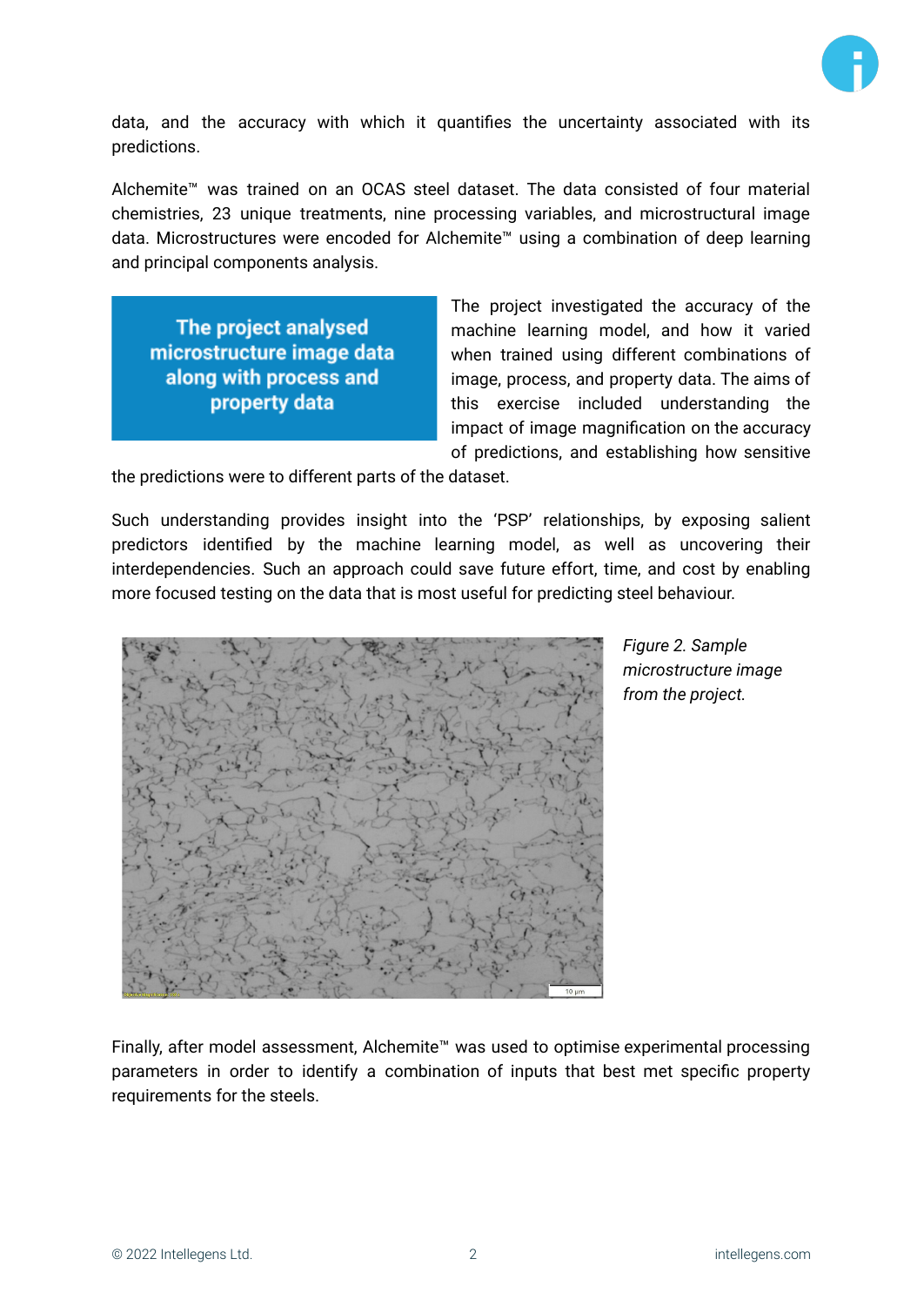data, and the accuracy with which it quantifies the uncertainty associated with its predictions.

Alchemite™ was trained on an OCAS steel dataset. The data consisted of four material chemistries, 23 unique treatments, nine processing variables, and microstructural image data. Microstructures were encoded for Alchemite™ using a combination of deep learning and principal components analysis.

**The project analysed microstructure image data along with process and property data**

The project investigated the accuracy of the machine learning model, and how it varied when trained using different combinations of image, process, and property data. The aims of this exercise included understanding the impact of image magnification on the accuracy of predictions, and establishing how sensitive the predictions were to different parts of the dataset.

Such understanding provides insight into the 'PSP' relationships, by exposing salient predictors identified by the machine learning model, as well as uncovering their interdependencies. Such an approach could save future effort, time, and cost by enabling more focused testing on the data that is most useful for predicting steel behaviour.

*Figure 2. Sample microstructure image from the project.*

Finally, after model assessment, Alchemite™ was used to optimise experimental processing parameters in order to identify a combination of inputs that best met specific property requirements for the steels.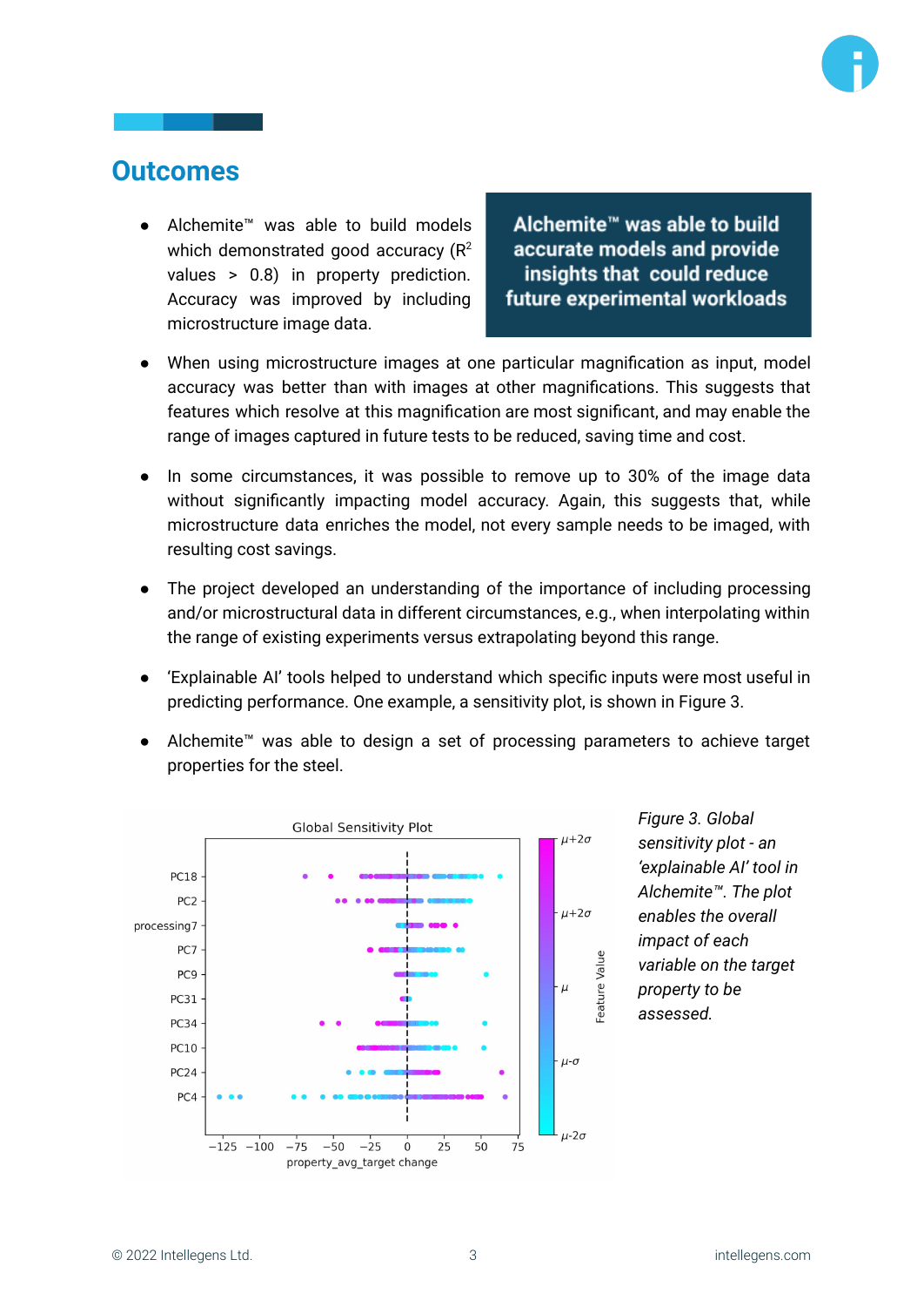## Outcomes

- Alchemite™ was able to build models which demonstrated good accuracy ($R^2$ values > 0.8) in property prediction. Accuracy was improved by including microstructure image data.

**Alchemite™ was able to build accurate models and provide insights that could reduce future experimental workloads**

- When using microstructure images at one particular magnification as input, model accuracy was better than with images at other magnifications. This suggests that features which resolve at this magnification are most significant, and may enable the range of images captured in future tests to be reduced, saving time and cost.
- In some circumstances, it was possible to remove up to 30% of the image data without significantly impacting model accuracy. Again, this suggests that, while microstructure data enriches the model, not every sample needs to be imaged, with resulting cost savings.
- The project developed an understanding of the importance of including processing and/or microstructural data in different circumstances, e.g., when interpolating within the range of existing experiments versus extrapolating beyond this range.
- 'Explainable AI' tools helped to understand which specific inputs were most useful in predicting performance. One example, a sensitivity plot, is shown in Figure 3.
- Alchemite™ was able to design a set of processing parameters to achieve target properties for the steel.

*Figure 3. Global sensitivity plot - an 'explainable AI' tool in Alchemite™. The plot enables the overall impact of each variable on the target property to be assessed.*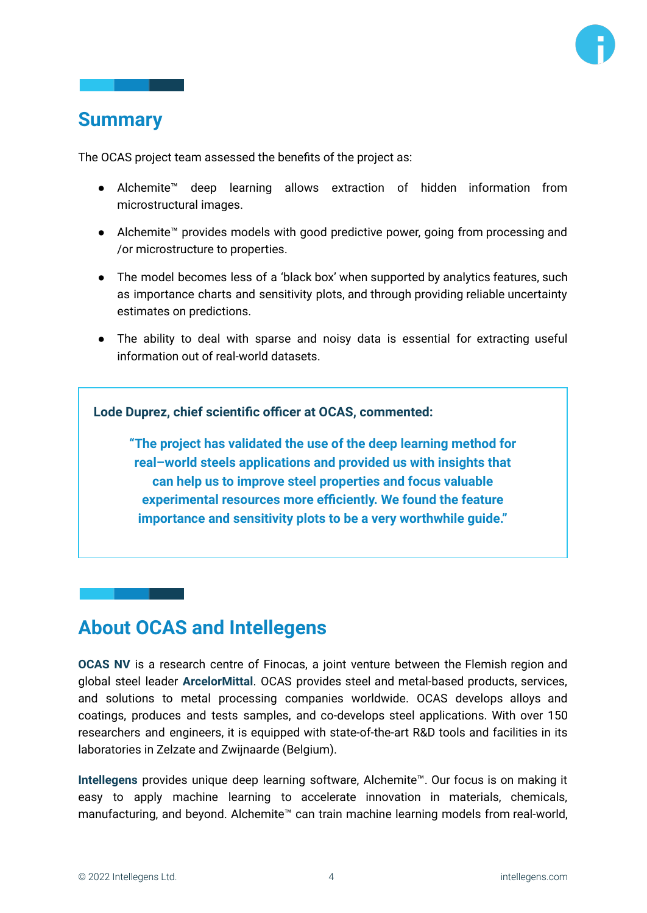## Summary

The OCAS project team assessed the benefits of the project as:

- Alchemite™ deep learning allows extraction of hidden information from microstructural images.
- Alchemite™ provides models with good predictive power, going from processing and /or microstructure to properties.
- The model becomes less of a 'black box' when supported by analytics features, such as importance charts and sensitivity plots, and through providing reliable uncertainty estimates on predictions.
- The ability to deal with sparse and noisy data is essential for extracting useful information out of real-world datasets.

> **Lode Duprez, chief scientific officer at OCAS, commented:**
>
> **"The project has validated the use of the deep learning method for real–world steels applications and provided us with insights that can help us to improve steel properties and focus valuable experimental resources more efficiently. We found the feature importance and sensitivity plots to be a very worthwhile guide."**

## About OCAS and Intellegens

**OCAS NV** is a research centre of Finocas, a joint venture between the Flemish region and global steel leader **ArcelorMittal**. OCAS provides steel and metal-based products, services, and solutions to metal processing companies worldwide. OCAS develops alloys and coatings, produces and tests samples, and co-develops steel applications. With over 150 researchers and engineers, it is equipped with state-of-the-art R&D tools and facilities in its laboratories in Zelzate and Zwijnaarde (Belgium).

**Intellegens** provides unique deep learning software, Alchemite™. Our focus is on making it easy to apply machine learning to accelerate innovation in materials, chemicals, manufacturing, and beyond. Alchemite™ can train machine learning models from real-world,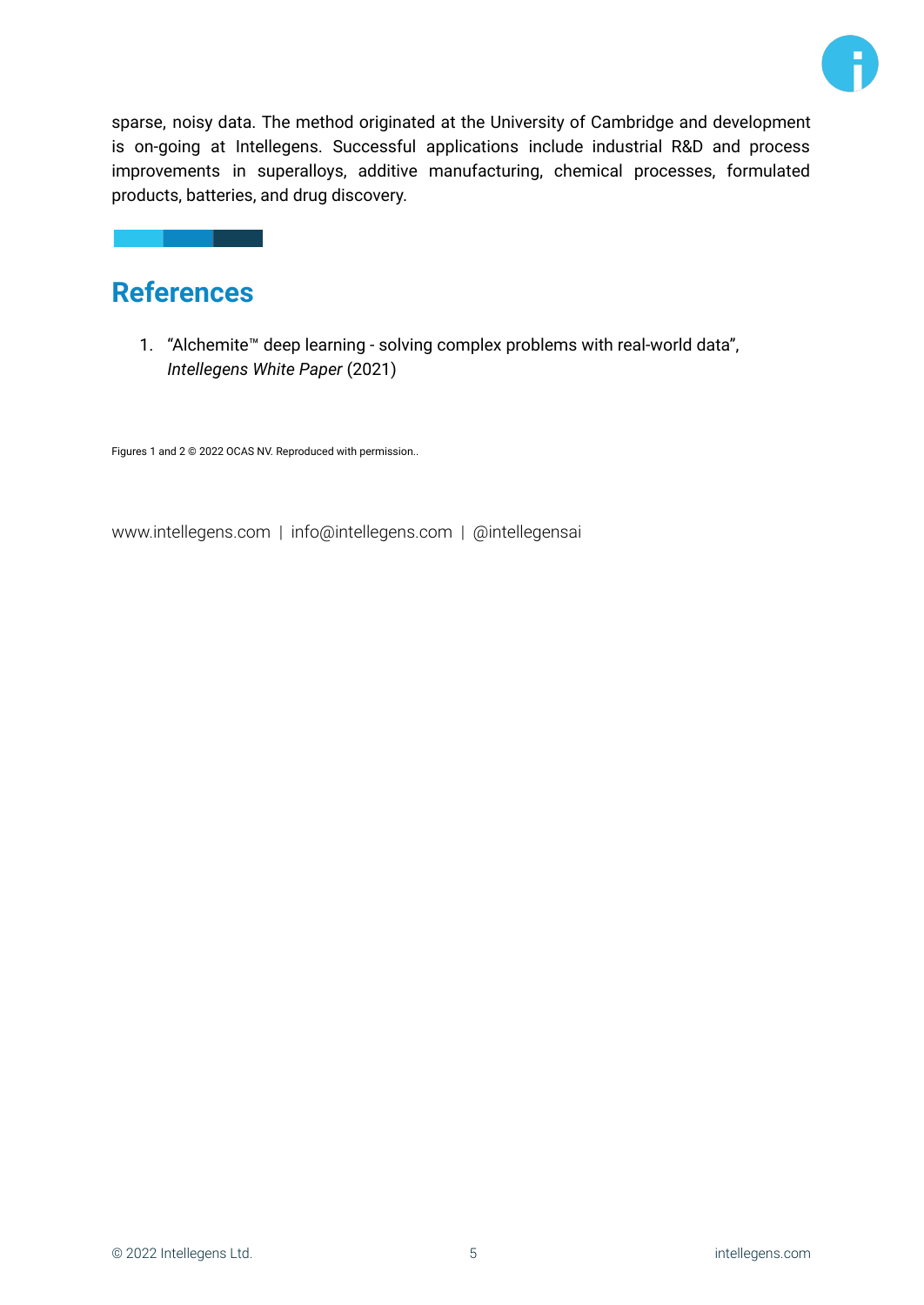sparse, noisy data. The method originated at the University of Cambridge and development is on-going at Intellegens. Successful applications include industrial R&D and process improvements in superalloys, additive manufacturing, chemical processes, formulated products, batteries, and drug discovery.

## References

1. "Alchemite™ deep learning - solving complex problems with real-world data", *Intellegens White Paper* (2021)

Figures 1 and 2 © 2022 OCAS NV. Reproduced with permission..

www.intellegens.com | info@intellegens.com | @intellegensai